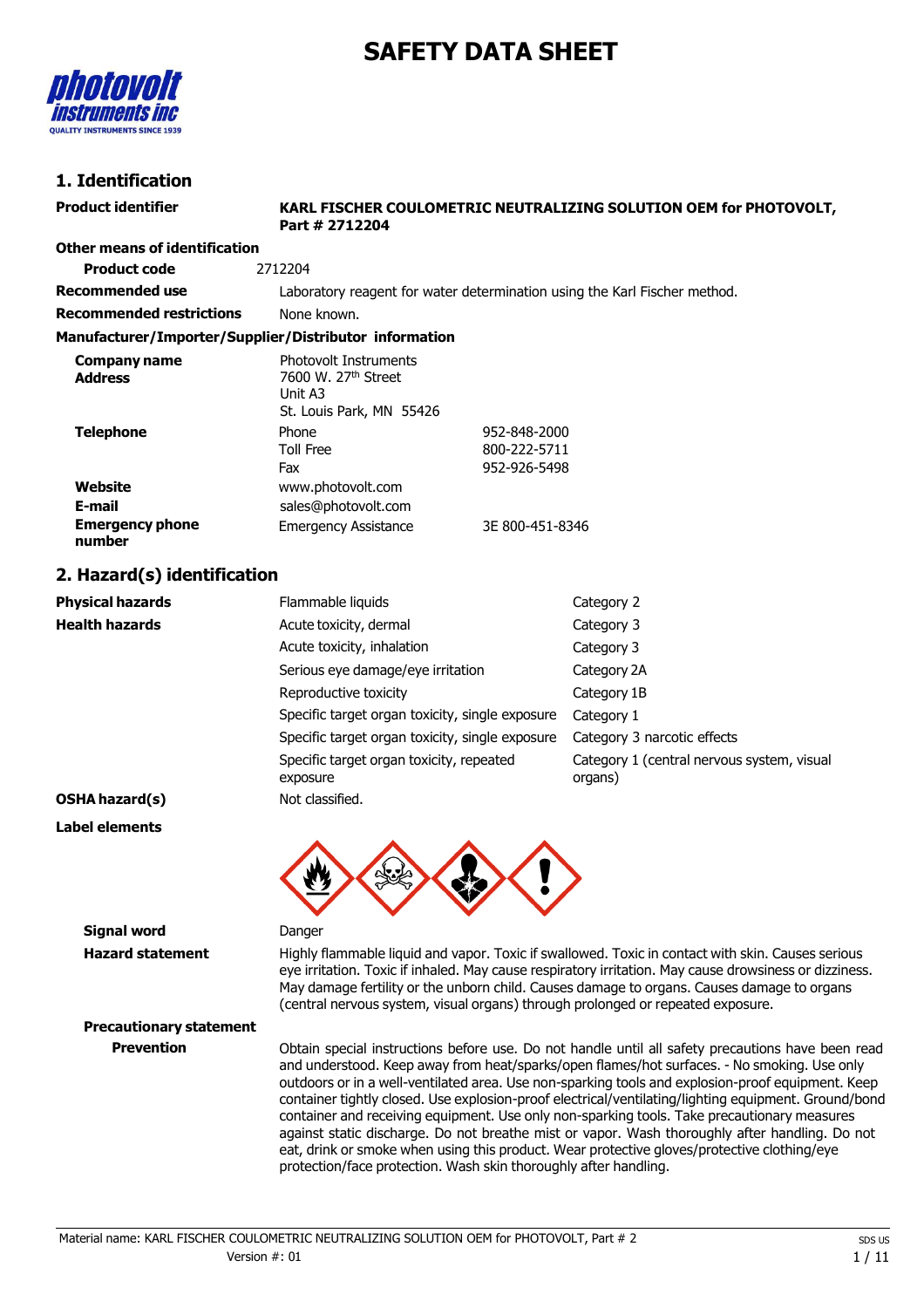# SAFETY DATA SHEET

## 1. Identification

**Product identifier** **KARL FISCHER COULOMETRIC NEUTRALIZING SOLUTION OEM for PHOTOVOLT, Part # 2712204**

**Other means of identification**

**Product code** 2712204

**Recommended use** Laboratory reagent for water determination using the Karl Fischer method.

**Recommended restrictions** None known.

**Manufacturer/Importer/Supplier/Distributor information**

**Company name** Photovolt Instruments

**Address** 7600 W. 27th Street
Unit A3
St. Louis Park, MN 55426

**Telephone**

| | |
|---|---|
| Phone | 952-848-2000 |
| Toll Free | 800-222-5711 |
| Fax | 952-926-5498 |

**Website** www.photovolt.com

**E-mail** sales@photovolt.com

**Emergency phone number** Emergency Assistance 3E 800-451-8346

## 2. Hazard(s) identification

| | | |
|---|---|---|
| **Physical hazards** | Flammable liquids | Category 2 |
| **Health hazards** | Acute toxicity, dermal | Category 3 |
| | Acute toxicity, inhalation | Category 3 |
| | Serious eye damage/eye irritation | Category 2A |
| | Reproductive toxicity | Category 1B |
| | Specific target organ toxicity, single exposure | Category 1 |
| | Specific target organ toxicity, single exposure | Category 3 narcotic effects |
| | Specific target organ toxicity, repeated exposure | Category 1 (central nervous system, visual organs) |
| **OSHA hazard(s)** | Not classified. | |

**Label elements**

**Signal word** Danger

**Hazard statement** Highly flammable liquid and vapor. Toxic if swallowed. Toxic in contact with skin. Causes serious eye irritation. Toxic if inhaled. May cause respiratory irritation. May cause drowsiness or dizziness. May damage fertility or the unborn child. Causes damage to organs. Causes damage to organs (central nervous system, visual organs) through prolonged or repeated exposure.

**Precautionary statement**

**Prevention** Obtain special instructions before use. Do not handle until all safety precautions have been read and understood. Keep away from heat/sparks/open flames/hot surfaces. - No smoking. Use only outdoors or in a well-ventilated area. Use non-sparking tools and explosion-proof equipment. Keep container tightly closed. Use explosion-proof electrical/ventilating/lighting equipment. Ground/bond container and receiving equipment. Use only non-sparking tools. Take precautionary measures against static discharge. Do not breathe mist or vapor. Wash thoroughly after handling. Do not eat, drink or smoke when using this product. Wear protective gloves/protective clothing/eye protection/face protection. Wash skin thoroughly after handling.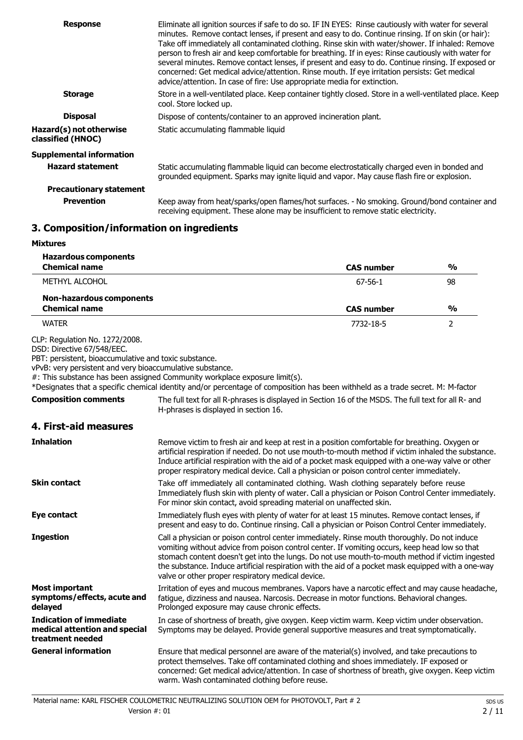| | |
|---|---|
| **Response** | Eliminate all ignition sources if safe to do so. IF IN EYES: Rinse cautiously with water for several minutes. Remove contact lenses, if present and easy to do. Continue rinsing. If on skin (or hair): Take off immediately all contaminated clothing. Rinse skin with water/shower. If inhaled: Remove person to fresh air and keep comfortable for breathing. If in eyes: Rinse cautiously with water for several minutes. Remove contact lenses, if present and easy to do. Continue rinsing. If exposed or concerned: Get medical advice/attention. Rinse mouth. If eye irritation persists: Get medical advice/attention. In case of fire: Use appropriate media for extinction. |
| **Storage** | Store in a well-ventilated place. Keep container tightly closed. Store in a well-ventilated place. Keep cool. Store locked up. |
| **Disposal** | Dispose of contents/container to an approved incineration plant. |
| **Hazard(s) not otherwise classified (HNOC)** | Static accumulating flammable liquid |

**Supplemental information**

| | |
|---|---|
| **Hazard statement** | Static accumulating flammable liquid can become electrostatically charged even in bonded and grounded equipment. Sparks may ignite liquid and vapor. May cause flash fire or explosion. |

**Precautionary statement**

| | |
|---|---|
| **Prevention** | Keep away from heat/sparks/open flames/hot surfaces. - No smoking. Ground/bond container and receiving equipment. These alone may be insufficient to remove static electricity. |

## 3. Composition/information on ingredients

**Mixtures**

**Hazardous components**

| Chemical name | CAS number | % |
|---|---|---|
| METHYL ALCOHOL | 67-56-1 | 98 |

**Non-hazardous components**

| Chemical name | CAS number | % |
|---|---|---|
| WATER | 7732-18-5 | 2 |

CLP: Regulation No. 1272/2008.
DSD: Directive 67/548/EEC.
PBT: persistent, bioaccumulative and toxic substance.
vPvB: very persistent and very bioaccumulative substance.
#: This substance has been assigned Community workplace exposure limit(s).
*Designates that a specific chemical identity and/or percentage of composition has been withheld as a trade secret. M: M-factor

| | |
|---|---|
| **Composition comments** | The full text for all R-phrases is displayed in Section 16 of the MSDS. The full text for all R- and H-phrases is displayed in section 16. |

## 4. First-aid measures

| | |
|---|---|
| **Inhalation** | Remove victim to fresh air and keep at rest in a position comfortable for breathing. Oxygen or artificial respiration if needed. Do not use mouth-to-mouth method if victim inhaled the substance. Induce artificial respiration with the aid of a pocket mask equipped with a one-way valve or other proper respiratory medical device. Call a physician or poison control center immediately. |
| **Skin contact** | Take off immediately all contaminated clothing. Wash clothing separately before reuse Immediately flush skin with plenty of water. Call a physician or Poison Control Center immediately. For minor skin contact, avoid spreading material on unaffected skin. |
| **Eye contact** | Immediately flush eyes with plenty of water for at least 15 minutes. Remove contact lenses, if present and easy to do. Continue rinsing. Call a physician or Poison Control Center immediately. |
| **Ingestion** | Call a physician or poison control center immediately. Rinse mouth thoroughly. Do not induce vomiting without advice from poison control center. If vomiting occurs, keep head low so that stomach content doesn't get into the lungs. Do not use mouth-to-mouth method if victim ingested the substance. Induce artificial respiration with the aid of a pocket mask equipped with a one-way valve or other proper respiratory medical device. |
| **Most important symptoms/effects, acute and delayed** | Irritation of eyes and mucous membranes. Vapors have a narcotic effect and may cause headache, fatigue, dizziness and nausea. Narcosis. Decrease in motor functions. Behavioral changes. Prolonged exposure may cause chronic effects. |
| **Indication of immediate medical attention and special treatment needed** | In case of shortness of breath, give oxygen. Keep victim warm. Keep victim under observation. Symptoms may be delayed. Provide general supportive measures and treat symptomatically. |
| **General information** | Ensure that medical personnel are aware of the material(s) involved, and take precautions to protect themselves. Take off contaminated clothing and shoes immediately. IF exposed or concerned: Get medical advice/attention. In case of shortness of breath, give oxygen. Keep victim warm. Wash contaminated clothing before reuse. |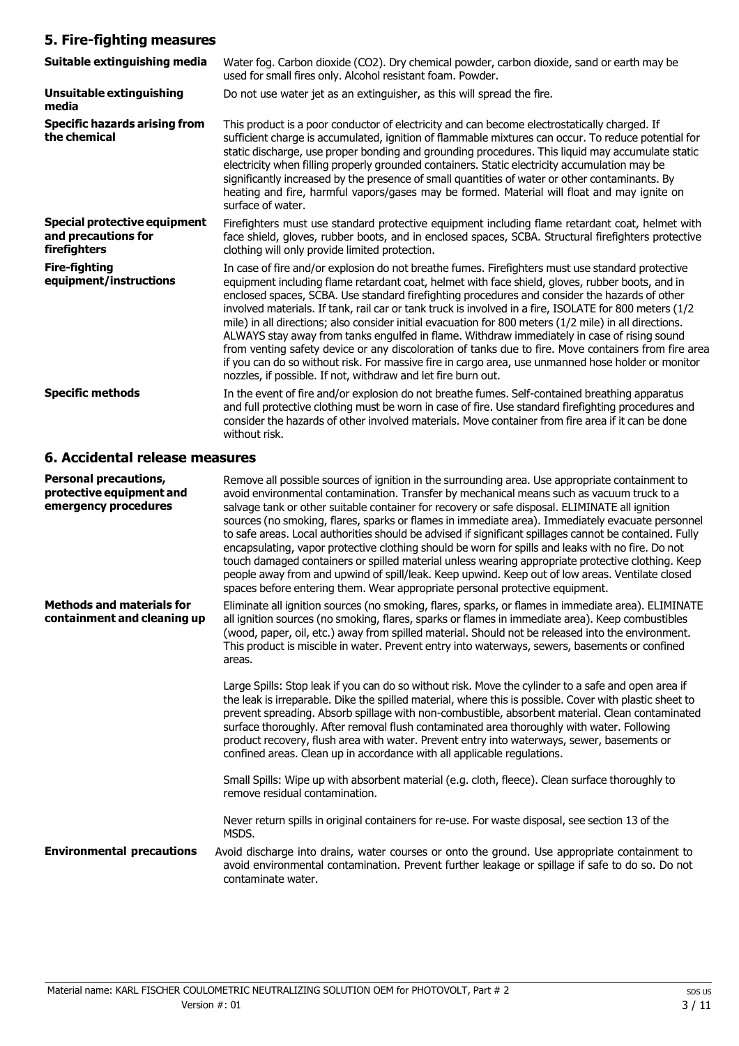## 5. Fire-fighting measures

| | |
|---|---|
| **Suitable extinguishing media** | Water fog. Carbon dioxide ($CO_2$). Dry chemical powder, carbon dioxide, sand or earth may be used for small fires only. Alcohol resistant foam. Powder. |
| **Unsuitable extinguishing media** | Do not use water jet as an extinguisher, as this will spread the fire. |
| **Specific hazards arising from the chemical** | This product is a poor conductor of electricity and can become electrostatically charged. If sufficient charge is accumulated, ignition of flammable mixtures can occur. To reduce potential for static discharge, use proper bonding and grounding procedures. This liquid may accumulate static electricity when filling properly grounded containers. Static electricity accumulation may be significantly increased by the presence of small quantities of water or other contaminants. By heating and fire, harmful vapors/gases may be formed. Material will float and may ignite on surface of water. |
| **Special protective equipment and precautions for firefighters** | Firefighters must use standard protective equipment including flame retardant coat, helmet with face shield, gloves, rubber boots, and in enclosed spaces, SCBA. Structural firefighters protective clothing will only provide limited protection. |
| **Fire-fighting equipment/instructions** | In case of fire and/or explosion do not breathe fumes. Firefighters must use standard protective equipment including flame retardant coat, helmet with face shield, gloves, rubber boots, and in enclosed spaces, SCBA. Use standard firefighting procedures and consider the hazards of other involved materials. If tank, rail car or tank truck is involved in a fire, ISOLATE for 800 meters (1/2 mile) in all directions; also consider initial evacuation for 800 meters (1/2 mile) in all directions. ALWAYS stay away from tanks engulfed in flame. Withdraw immediately in case of rising sound from venting safety device or any discoloration of tanks due to fire. Move containers from fire area if you can do so without risk. For massive fire in cargo area, use unmanned hose holder or monitor nozzles, if possible. If not, withdraw and let fire burn out. |
| **Specific methods** | In the event of fire and/or explosion do not breathe fumes. Self-contained breathing apparatus and full protective clothing must be worn in case of fire. Use standard firefighting procedures and consider the hazards of other involved materials. Move container from fire area if it can be done without risk. |

## 6. Accidental release measures

| | |
|---|---|
| **Personal precautions, protective equipment and emergency procedures** | Remove all possible sources of ignition in the surrounding area. Use appropriate containment to avoid environmental contamination. Transfer by mechanical means such as vacuum truck to a salvage tank or other suitable container for recovery or safe disposal. ELIMINATE all ignition sources (no smoking, flares, sparks or flames in immediate area). Immediately evacuate personnel to safe areas. Local authorities should be advised if significant spillages cannot be contained. Fully encapsulating, vapor protective clothing should be worn for spills and leaks with no fire. Do not touch damaged containers or spilled material unless wearing appropriate protective clothing. Keep people away from and upwind of spill/leak. Keep upwind. Keep out of low areas. Ventilate closed spaces before entering them. Wear appropriate personal protective equipment. |
| **Methods and materials for containment and cleaning up** | Eliminate all ignition sources (no smoking, flares, sparks, or flames in immediate area). ELIMINATE all ignition sources (no smoking, flares, sparks or flames in immediate area). Keep combustibles (wood, paper, oil, etc.) away from spilled material. Should not be released into the environment. This product is miscible in water. Prevent entry into waterways, sewers, basements or confined areas.<br><br>Large Spills: Stop leak if you can do so without risk. Move the cylinder to a safe and open area if the leak is irreparable. Dike the spilled material, where this is possible. Cover with plastic sheet to prevent spreading. Absorb spillage with non-combustible, absorbent material. Clean contaminated surface thoroughly. After removal flush contaminated area thoroughly with water. Following product recovery, flush area with water. Prevent entry into waterways, sewer, basements or confined areas. Clean up in accordance with all applicable regulations.<br><br>Small Spills: Wipe up with absorbent material (e.g. cloth, fleece). Clean surface thoroughly to remove residual contamination.<br><br>Never return spills in original containers for re-use. For waste disposal, see section 13 of the MSDS. |
| **Environmental precautions** | Avoid discharge into drains, water courses or onto the ground. Use appropriate containment to avoid environmental contamination. Prevent further leakage or spillage if safe to do so. Do not contaminate water. |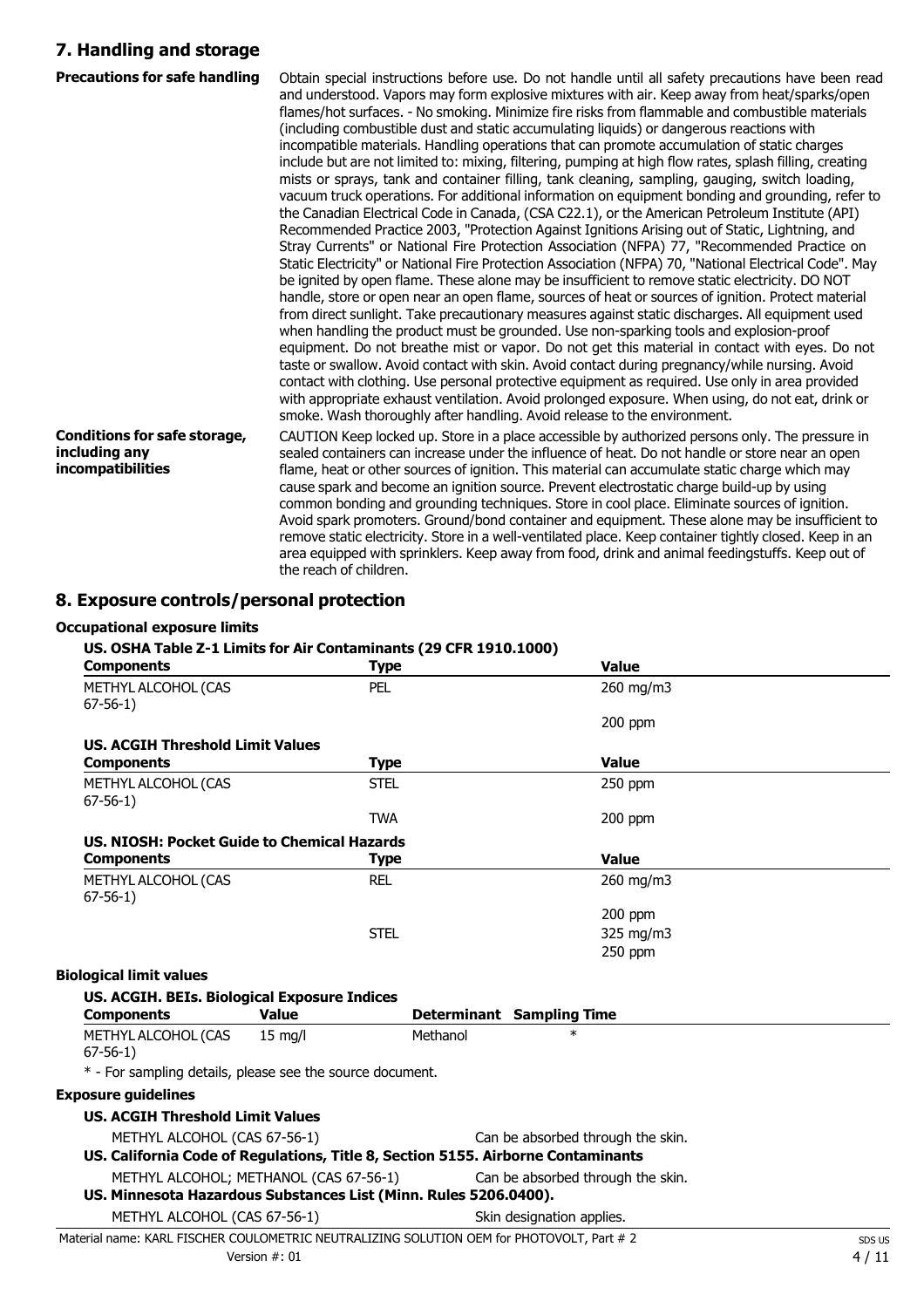## 7. Handling and storage

**Precautions for safe handling**

Obtain special instructions before use. Do not handle until all safety precautions have been read and understood. Vapors may form explosive mixtures with air. Keep away from heat/sparks/open flames/hot surfaces. - No smoking. Minimize fire risks from flammable and combustible materials (including combustible dust and static accumulating liquids) or dangerous reactions with incompatible materials. Handling operations that can promote accumulation of static charges include but are not limited to: mixing, filtering, pumping at high flow rates, splash filling, creating mists or sprays, tank and container filling, tank cleaning, sampling, gauging, switch loading, vacuum truck operations. For additional information on equipment bonding and grounding, refer to the Canadian Electrical Code in Canada, (CSA C22.1), or the American Petroleum Institute (API) Recommended Practice 2003, "Protection Against Ignitions Arising out of Static, Lightning, and Stray Currents" or National Fire Protection Association (NFPA) 77, "Recommended Practice on Static Electricity" or National Fire Protection Association (NFPA) 70, "National Electrical Code". May be ignited by open flame. These alone may be insufficient to remove static electricity. DO NOT handle, store or open near an open flame, sources of heat or sources of ignition. Protect material from direct sunlight. Take precautionary measures against static discharges. All equipment used when handling the product must be grounded. Use non-sparking tools and explosion-proof equipment. Do not breathe mist or vapor. Do not get this material in contact with eyes. Do not taste or swallow. Avoid contact with skin. Avoid contact during pregnancy/while nursing. Avoid contact with clothing. Use personal protective equipment as required. Use only in area provided with appropriate exhaust ventilation. Avoid prolonged exposure. When using, do not eat, drink or smoke. Wash thoroughly after handling. Avoid release to the environment.

**Conditions for safe storage, including any incompatibilities**

CAUTION Keep locked up. Store in a place accessible by authorized persons only. The pressure in sealed containers can increase under the influence of heat. Do not handle or store near an open flame, heat or other sources of ignition. This material can accumulate static charge which may cause spark and become an ignition source. Prevent electrostatic charge build-up by using common bonding and grounding techniques. Store in cool place. Eliminate sources of ignition. Avoid spark promoters. Ground/bond container and equipment. These alone may be insufficient to remove static electricity. Store in a well-ventilated place. Keep container tightly closed. Keep in an area equipped with sprinklers. Keep away from food, drink and animal feedingstuffs. Keep out of the reach of children.

## 8. Exposure controls/personal protection

### Occupational exposure limits

**US. OSHA Table Z-1 Limits for Air Contaminants (29 CFR 1910.1000)**

| Components | Type | Value |
|---|---|---|
| METHYL ALCOHOL (CAS 67-56-1) | PEL | 260 mg/m3 |
| | | 200 ppm |

**US. ACGIH Threshold Limit Values**

| Components | Type | Value |
|---|---|---|
| METHYL ALCOHOL (CAS 67-56-1) | STEL | 250 ppm |
| | TWA | 200 ppm |

**US. NIOSH: Pocket Guide to Chemical Hazards**

| Components | Type | Value |
|---|---|---|
| METHYL ALCOHOL (CAS 67-56-1) | REL | 260 mg/m3 |
| | | 200 ppm |
| | STEL | 325 mg/m3 |
| | | 250 ppm |

### Biological limit values

**US. ACGIH. BEIs. Biological Exposure Indices**

| Components | Value | Determinant | Sampling Time |
|---|---|---|---|
| METHYL ALCOHOL (CAS 67-56-1) | 15 mg/l | Methanol | * |

\* - For sampling details, please see the source document.

### Exposure guidelines

**US. ACGIH Threshold Limit Values**

METHYL ALCOHOL (CAS 67-56-1) — Can be absorbed through the skin.

**US. California Code of Regulations, Title 8, Section 5155. Airborne Contaminants**

METHYL ALCOHOL; METHANOL (CAS 67-56-1) — Can be absorbed through the skin.

**US. Minnesota Hazardous Substances List (Minn. Rules 5206.0400).**

METHYL ALCOHOL (CAS 67-56-1) — Skin designation applies.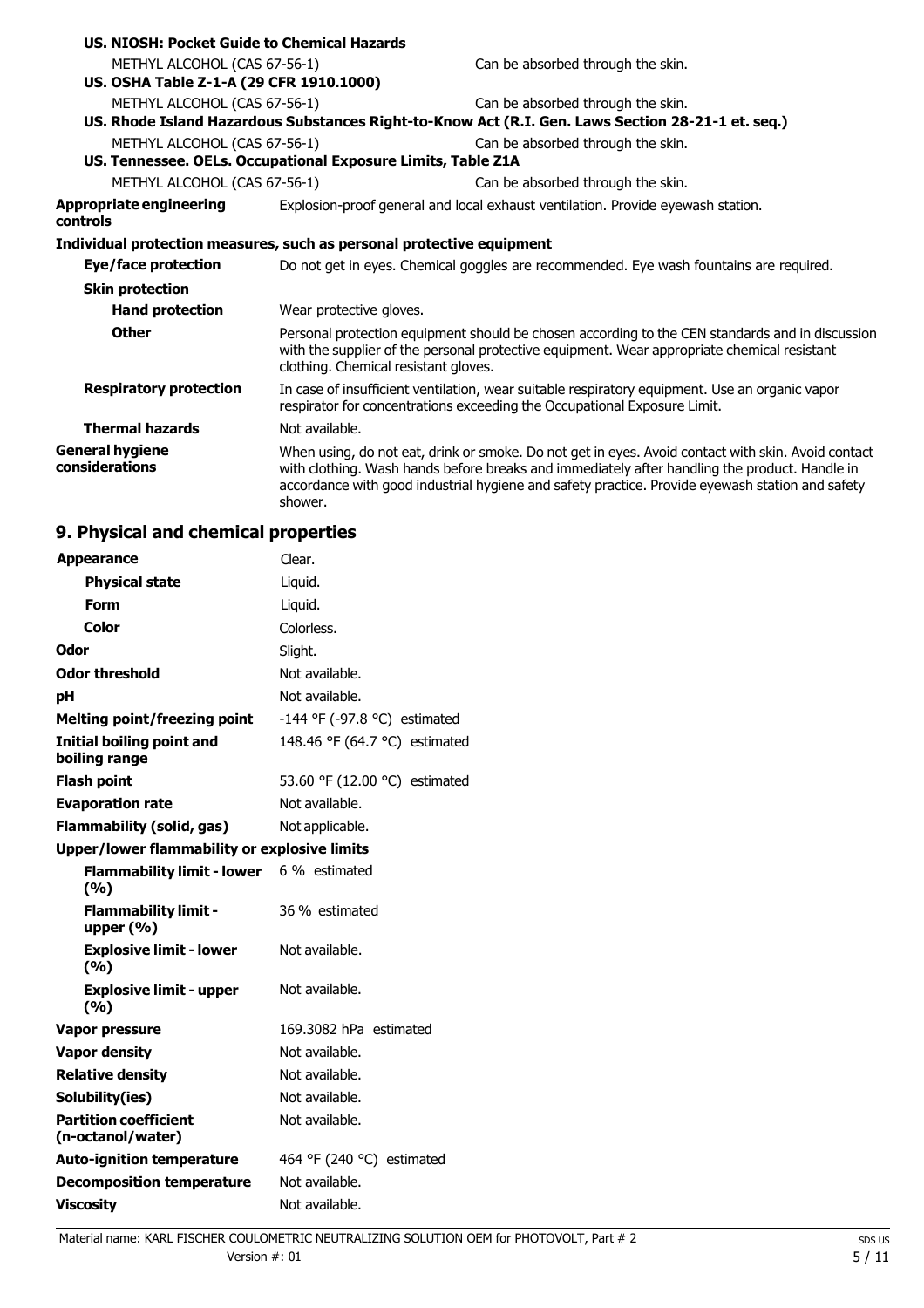**US. NIOSH: Pocket Guide to Chemical Hazards**

| | |
|---|---|
| METHYL ALCOHOL (CAS 67-56-1) | Can be absorbed through the skin. |

**US. OSHA Table Z-1-A (29 CFR 1910.1000)**

| | |
|---|---|
| METHYL ALCOHOL (CAS 67-56-1) | Can be absorbed through the skin. |

**US. Rhode Island Hazardous Substances Right-to-Know Act (R.I. Gen. Laws Section 28-21-1 et. seq.)**

| | |
|---|---|
| METHYL ALCOHOL (CAS 67-56-1) | Can be absorbed through the skin. |

**US. Tennessee. OELs. Occupational Exposure Limits, Table Z1A**

| | |
|---|---|
| METHYL ALCOHOL (CAS 67-56-1) | Can be absorbed through the skin. |

**Appropriate engineering controls**: Explosion-proof general and local exhaust ventilation. Provide eyewash station.

**Individual protection measures, such as personal protective equipment**

**Eye/face protection**: Do not get in eyes. Chemical goggles are recommended. Eye wash fountains are required.

**Skin protection**

**Hand protection**: Wear protective gloves.

**Other**: Personal protection equipment should be chosen according to the CEN standards and in discussion with the supplier of the personal protective equipment. Wear appropriate chemical resistant clothing. Chemical resistant gloves.

**Respiratory protection**: In case of insufficient ventilation, wear suitable respiratory equipment. Use an organic vapor respirator for concentrations exceeding the Occupational Exposure Limit.

**Thermal hazards**: Not available.

**General hygiene considerations**: When using, do not eat, drink or smoke. Do not get in eyes. Avoid contact with skin. Avoid contact with clothing. Wash hands before breaks and immediately after handling the product. Handle in accordance with good industrial hygiene and safety practice. Provide eyewash station and safety shower.

## 9. Physical and chemical properties

| Property | Value |
|---|---|
| **Appearance** | Clear. |
| **Physical state** | Liquid. |
| **Form** | Liquid. |
| **Color** | Colorless. |
| **Odor** | Slight. |
| **Odor threshold** | Not available. |
| **pH** | Not available. |
| **Melting point/freezing point** | -144 °F (-97.8 °C) estimated |
| **Initial boiling point and boiling range** | 148.46 °F (64.7 °C) estimated |
| **Flash point** | 53.60 °F (12.00 °C) estimated |
| **Evaporation rate** | Not available. |
| **Flammability (solid, gas)** | Not applicable. |
| **Upper/lower flammability or explosive limits** | |
| **Flammability limit - lower (%)** | 6 % estimated |
| **Flammability limit - upper (%)** | 36 % estimated |
| **Explosive limit - lower (%)** | Not available. |
| **Explosive limit - upper (%)** | Not available. |
| **Vapor pressure** | 169.3082 hPa estimated |
| **Vapor density** | Not available. |
| **Relative density** | Not available. |
| **Solubility(ies)** | Not available. |
| **Partition coefficient (n-octanol/water)** | Not available. |
| **Auto-ignition temperature** | 464 °F (240 °C) estimated |
| **Decomposition temperature** | Not available. |
| **Viscosity** | Not available. |

Material name: KARL FISCHER COULOMETRIC NEUTRALIZING SOLUTION OEM for PHOTOVOLT, Part # 2
Version #: 01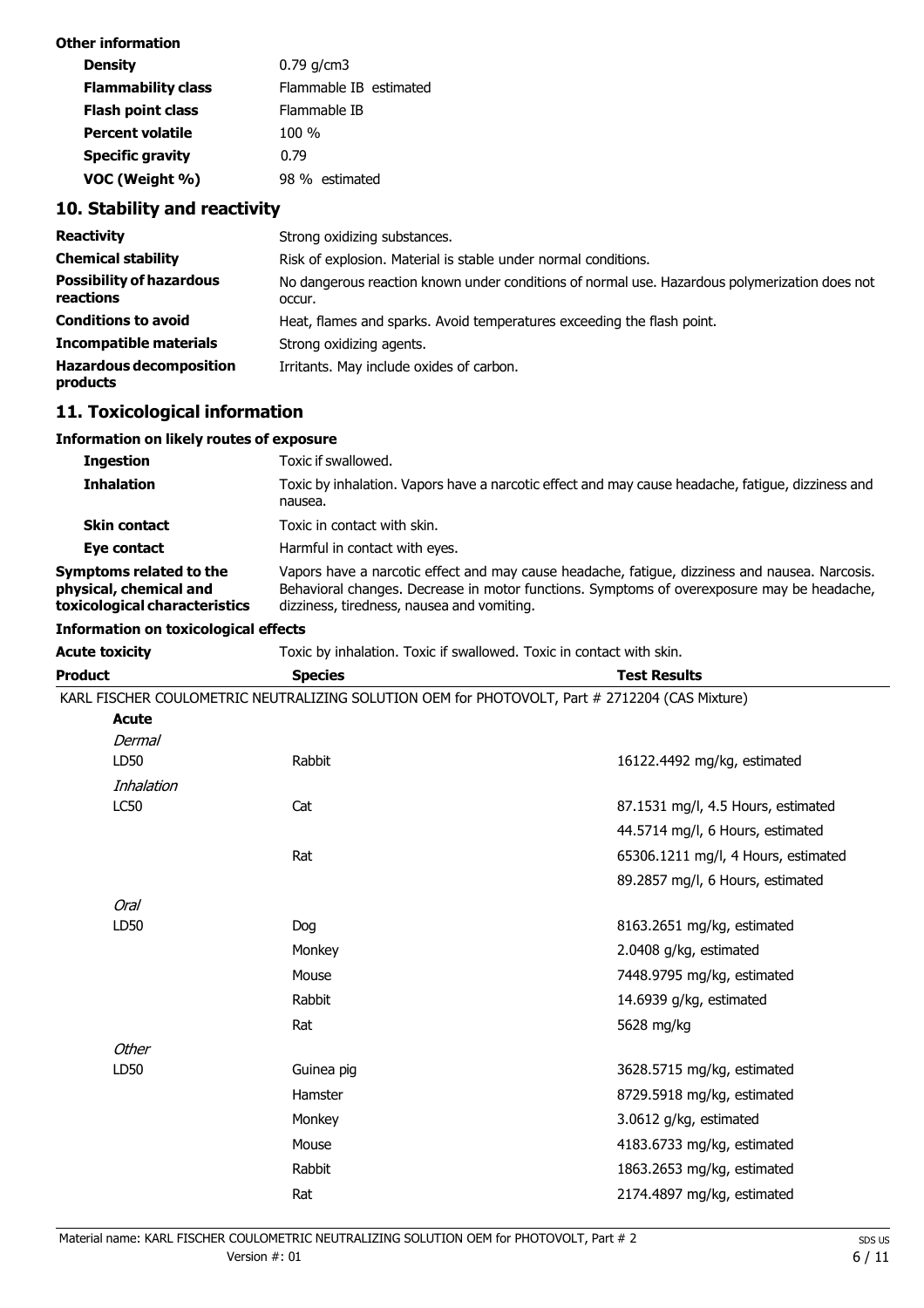**Other information**

| | |
|---|---|
| **Density** | 0.79 g/cm3 |
| **Flammability class** | Flammable IB estimated |
| **Flash point class** | Flammable IB |
| **Percent volatile** | 100 % |
| **Specific gravity** | 0.79 |
| **VOC (Weight %)** | 98 % estimated |

## 10. Stability and reactivity

| | |
|---|---|
| **Reactivity** | Strong oxidizing substances. |
| **Chemical stability** | Risk of explosion. Material is stable under normal conditions. |
| **Possibility of hazardous reactions** | No dangerous reaction known under conditions of normal use. Hazardous polymerization does not occur. |
| **Conditions to avoid** | Heat, flames and sparks. Avoid temperatures exceeding the flash point. |
| **Incompatible materials** | Strong oxidizing agents. |
| **Hazardous decomposition products** | Irritants. May include oxides of carbon. |

## 11. Toxicological information

**Information on likely routes of exposure**

| | |
|---|---|
| **Ingestion** | Toxic if swallowed. |
| **Inhalation** | Toxic by inhalation. Vapors have a narcotic effect and may cause headache, fatigue, dizziness and nausea. |
| **Skin contact** | Toxic in contact with skin. |
| **Eye contact** | Harmful in contact with eyes. |
| **Symptoms related to the physical, chemical and toxicological characteristics** | Vapors have a narcotic effect and may cause headache, fatigue, dizziness and nausea. Narcosis. Behavioral changes. Decrease in motor functions. Symptoms of overexposure may be headache, dizziness, tiredness, nausea and vomiting. |

**Information on toxicological effects**

**Acute toxicity** Toxic by inhalation. Toxic if swallowed. Toxic in contact with skin.

| Product | Species | Test Results |
|---|---|---|
| KARL FISCHER COULOMETRIC NEUTRALIZING SOLUTION OEM for PHOTOVOLT, Part # 2712204 (CAS Mixture) | | |
| **Acute** | | |
| *Dermal* | | |
| LD50 | Rabbit | 16122.4492 mg/kg, estimated |
| *Inhalation* | | |
| LC50 | Cat | 87.1531 mg/l, 4.5 Hours, estimated |
| | | 44.5714 mg/l, 6 Hours, estimated |
| | Rat | 65306.1211 mg/l, 4 Hours, estimated |
| | | 89.2857 mg/l, 6 Hours, estimated |
| *Oral* | | |
| LD50 | Dog | 8163.2651 mg/kg, estimated |
| | Monkey | 2.0408 g/kg, estimated |
| | Mouse | 7448.9795 mg/kg, estimated |
| | Rabbit | 14.6939 g/kg, estimated |
| | Rat | 5628 mg/kg |
| *Other* | | |
| LD50 | Guinea pig | 3628.5715 mg/kg, estimated |
| | Hamster | 8729.5918 mg/kg, estimated |
| | Monkey | 3.0612 g/kg, estimated |
| | Mouse | 4183.6733 mg/kg, estimated |
| | Rabbit | 1863.2653 mg/kg, estimated |
| | Rat | 2174.4897 mg/kg, estimated |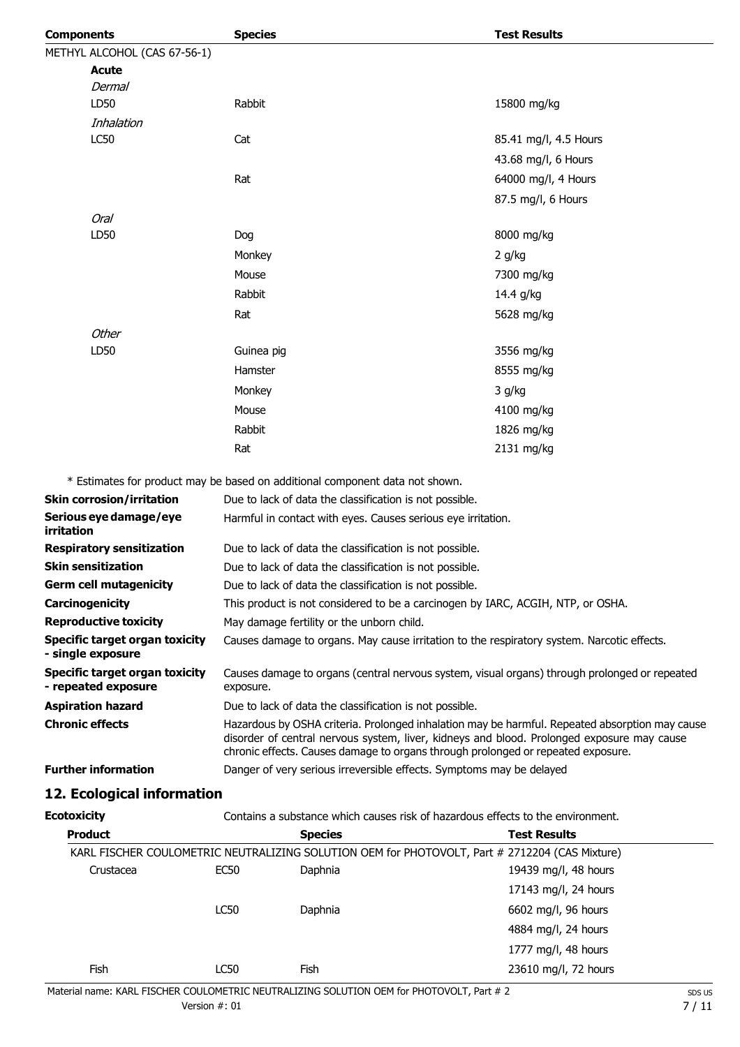| Components | Species | Test Results |
|---|---|---|
| METHYL ALCOHOL (CAS 67-56-1) | | |
| **Acute** | | |
| *Dermal* | | |
| LD50 | Rabbit | 15800 mg/kg |
| *Inhalation* | | |
| LC50 | Cat | 85.41 mg/l, 4.5 Hours |
| | | 43.68 mg/l, 6 Hours |
| | Rat | 64000 mg/l, 4 Hours |
| | | 87.5 mg/l, 6 Hours |
| *Oral* | | |
| LD50 | Dog | 8000 mg/kg |
| | Monkey | 2 g/kg |
| | Mouse | 7300 mg/kg |
| | Rabbit | 14.4 g/kg |
| | Rat | 5628 mg/kg |
| *Other* | | |
| LD50 | Guinea pig | 3556 mg/kg |
| | Hamster | 8555 mg/kg |
| | Monkey | 3 g/kg |
| | Mouse | 4100 mg/kg |
| | Rabbit | 1826 mg/kg |
| | Rat | 2131 mg/kg |

* Estimates for product may be based on additional component data not shown.

**Skin corrosion/irritation** Due to lack of data the classification is not possible.

**Serious eye damage/eye irritation** Harmful in contact with eyes. Causes serious eye irritation.

**Respiratory sensitization** Due to lack of data the classification is not possible.

**Skin sensitization** Due to lack of data the classification is not possible.

**Germ cell mutagenicity** Due to lack of data the classification is not possible.

**Carcinogenicity** This product is not considered to be a carcinogen by IARC, ACGIH, NTP, or OSHA.

**Reproductive toxicity** May damage fertility or the unborn child.

**Specific target organ toxicity - single exposure** Causes damage to organs. May cause irritation to the respiratory system. Narcotic effects.

**Specific target organ toxicity - repeated exposure** Causes damage to organs (central nervous system, visual organs) through prolonged or repeated exposure.

**Aspiration hazard** Due to lack of data the classification is not possible.

**Chronic effects** Hazardous by OSHA criteria. Prolonged inhalation may be harmful. Repeated absorption may cause disorder of central nervous system, liver, kidneys and blood. Prolonged exposure may cause chronic effects. Causes damage to organs through prolonged or repeated exposure.

**Further information** Danger of very serious irreversible effects. Symptoms may be delayed

## 12. Ecological information

**Ecotoxicity** Contains a substance which causes risk of hazardous effects to the environment.

| Product | | Species | Test Results |
|---|---|---|---|
| KARL FISCHER COULOMETRIC NEUTRALIZING SOLUTION OEM for PHOTOVOLT, Part # 2712204 (CAS Mixture) | | | |
| Crustacea | EC50 | Daphnia | 19439 mg/l, 48 hours |
| | | | 17143 mg/l, 24 hours |
| | LC50 | Daphnia | 6602 mg/l, 96 hours |
| | | | 4884 mg/l, 24 hours |
| | | | 1777 mg/l, 48 hours |
| Fish | LC50 | Fish | 23610 mg/l, 72 hours |

Material name: KARL FISCHER COULOMETRIC NEUTRALIZING SOLUTION OEM for PHOTOVOLT, Part # 2

Version #: 01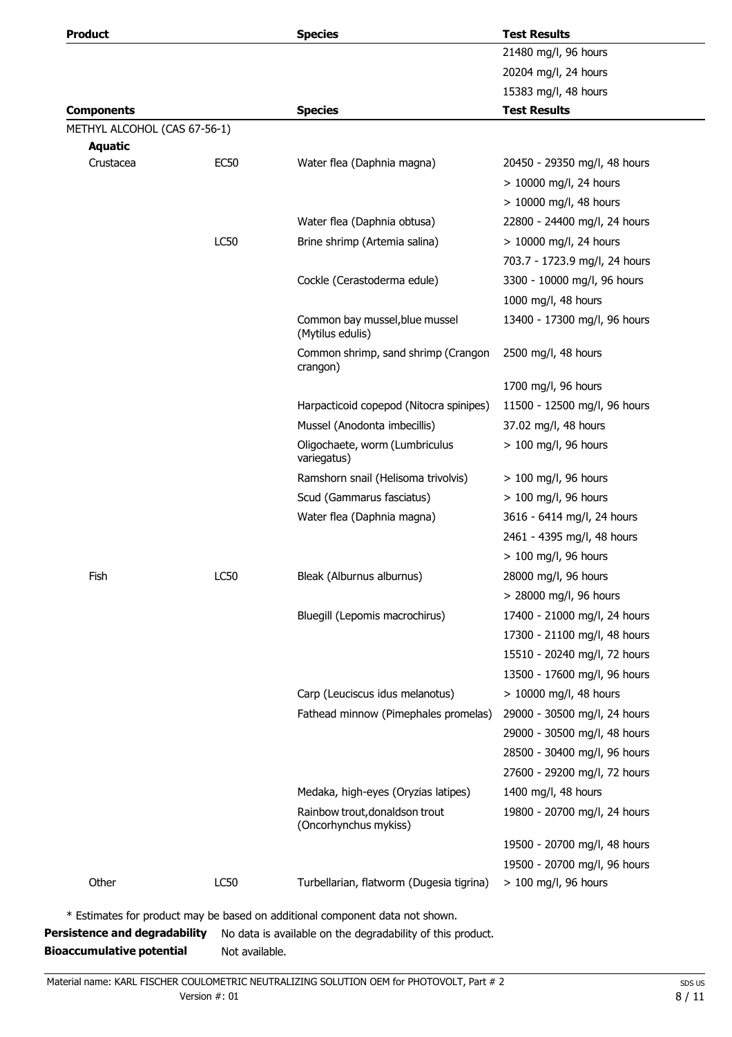| Product | | Species | Test Results |
|---|---|---|---|
| | | | 21480 mg/l, 96 hours |
| | | | 20204 mg/l, 24 hours |
| | | | 15383 mg/l, 48 hours |

| Components | | Species | Test Results |
|---|---|---|---|
| METHYL ALCOHOL (CAS 67-56-1) | | | |
| **Aquatic** | | | |
| Crustacea | EC50 | Water flea (Daphnia magna) | 20450 - 29350 mg/l, 48 hours |
| | | | > 10000 mg/l, 24 hours |
| | | | > 10000 mg/l, 48 hours |
| | | Water flea (Daphnia obtusa) | 22800 - 24400 mg/l, 24 hours |
| | LC50 | Brine shrimp (Artemia salina) | > 10000 mg/l, 24 hours |
| | | | 703.7 - 1723.9 mg/l, 24 hours |
| | | Cockle (Cerastoderma edule) | 3300 - 10000 mg/l, 96 hours |
| | | | 1000 mg/l, 48 hours |
| | | Common bay mussel,blue mussel (Mytilus edulis) | 13400 - 17300 mg/l, 96 hours |
| | | Common shrimp, sand shrimp (Crangon crangon) | 2500 mg/l, 48 hours |
| | | | 1700 mg/l, 96 hours |
| | | Harpacticoid copepod (Nitocra spinipes) | 11500 - 12500 mg/l, 96 hours |
| | | Mussel (Anodonta imbecillis) | 37.02 mg/l, 48 hours |
| | | Oligochaete, worm (Lumbriculus variegatus) | > 100 mg/l, 96 hours |
| | | Ramshorn snail (Helisoma trivolvis) | > 100 mg/l, 96 hours |
| | | Scud (Gammarus fasciatus) | > 100 mg/l, 96 hours |
| | | Water flea (Daphnia magna) | 3616 - 6414 mg/l, 24 hours |
| | | | 2461 - 4395 mg/l, 48 hours |
| | | | > 100 mg/l, 96 hours |
| Fish | LC50 | Bleak (Alburnus alburnus) | 28000 mg/l, 96 hours |
| | | | > 28000 mg/l, 96 hours |
| | | Bluegill (Lepomis macrochirus) | 17400 - 21000 mg/l, 24 hours |
| | | | 17300 - 21100 mg/l, 48 hours |
| | | | 15510 - 20240 mg/l, 72 hours |
| | | | 13500 - 17600 mg/l, 96 hours |
| | | Carp (Leuciscus idus melanotus) | > 10000 mg/l, 48 hours |
| | | Fathead minnow (Pimephales promelas) | 29000 - 30500 mg/l, 24 hours |
| | | | 29000 - 30500 mg/l, 48 hours |
| | | | 28500 - 30400 mg/l, 96 hours |
| | | | 27600 - 29200 mg/l, 72 hours |
| | | Medaka, high-eyes (Oryzias latipes) | 1400 mg/l, 48 hours |
| | | Rainbow trout,donaldson trout (Oncorhynchus mykiss) | 19800 - 20700 mg/l, 24 hours |
| | | | 19500 - 20700 mg/l, 48 hours |
| | | | 19500 - 20700 mg/l, 96 hours |
| Other | LC50 | Turbellarian, flatworm (Dugesia tigrina) | > 100 mg/l, 96 hours |

* Estimates for product may be based on additional component data not shown.

**Persistence and degradability** No data is available on the degradability of this product.

**Bioaccumulative potential** Not available.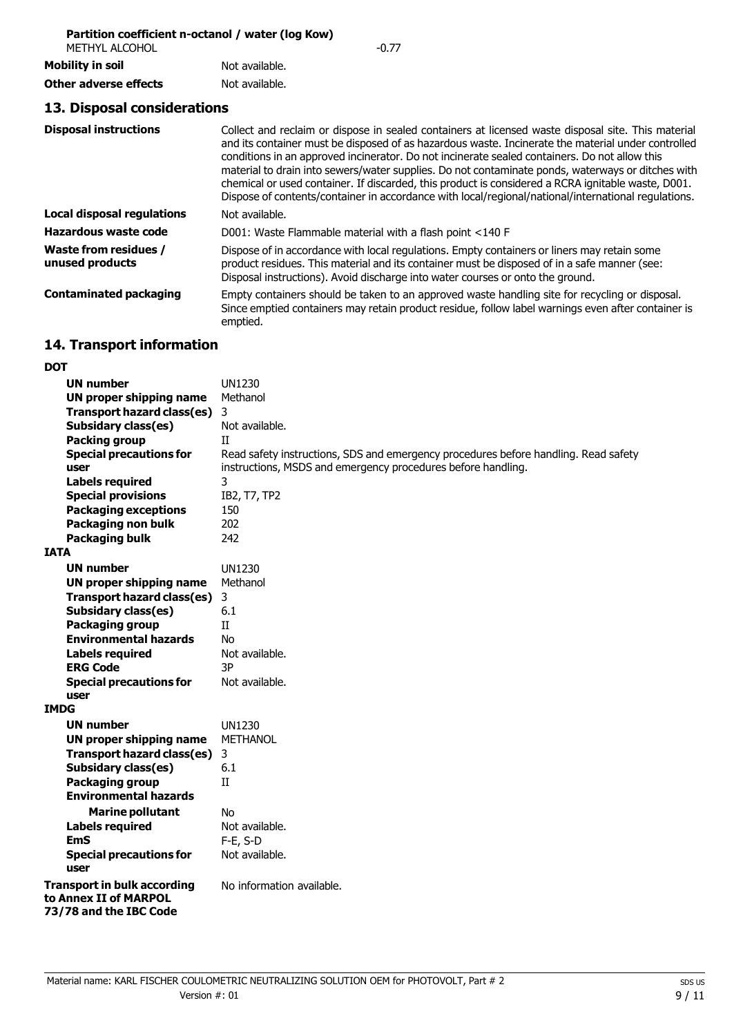**Partition coefficient n-octanol / water (log Kow)**

| | |
|---|---|
| METHYL ALCOHOL | -0.77 |
| **Mobility in soil** | Not available. |
| **Other adverse effects** | Not available. |

## 13. Disposal considerations

| | |
|---|---|
| **Disposal instructions** | Collect and reclaim or dispose in sealed containers at licensed waste disposal site. This material and its container must be disposed of as hazardous waste. Incinerate the material under controlled conditions in an approved incinerator. Do not incinerate sealed containers. Do not allow this material to drain into sewers/water supplies. Do not contaminate ponds, waterways or ditches with chemical or used container. If discarded, this product is considered a RCRA ignitable waste, D001. Dispose of contents/container in accordance with local/regional/national/international regulations. |
| **Local disposal regulations** | Not available. |
| **Hazardous waste code** | D001: Waste Flammable material with a flash point <140 F |
| **Waste from residues / unused products** | Dispose of in accordance with local regulations. Empty containers or liners may retain some product residues. This material and its container must be disposed of in a safe manner (see: Disposal instructions). Avoid discharge into water courses or onto the ground. |
| **Contaminated packaging** | Empty containers should be taken to an approved waste handling site for recycling or disposal. Since emptied containers may retain product residue, follow label warnings even after container is emptied. |

## 14. Transport information

**DOT**

| | |
|---|---|
| **UN number** | UN1230 |
| **UN proper shipping name** | Methanol |
| **Transport hazard class(es)** | 3 |
| **Subsidary class(es)** | Not available. |
| **Packing group** | II |
| **Special precautions for user** | Read safety instructions, SDS and emergency procedures before handling. Read safety instructions, MSDS and emergency procedures before handling. |
| **Labels required** | 3 |
| **Special provisions** | IB2, T7, TP2 |
| **Packaging exceptions** | 150 |
| **Packaging non bulk** | 202 |
| **Packaging bulk** | 242 |

**IATA**

| | |
|---|---|
| **UN number** | UN1230 |
| **UN proper shipping name** | Methanol |
| **Transport hazard class(es)** | 3 |
| **Subsidary class(es)** | 6.1 |
| **Packaging group** | II |
| **Environmental hazards** | No |
| **Labels required** | Not available. |
| **ERG Code** | 3P |
| **Special precautions for user** | Not available. |

**IMDG**

| | |
|---|---|
| **UN number** | UN1230 |
| **UN proper shipping name** | METHANOL |
| **Transport hazard class(es)** | 3 |
| **Subsidary class(es)** | 6.1 |
| **Packaging group** | II |
| **Environmental hazards** | |
| **Marine pollutant** | No |
| **Labels required** | Not available. |
| **EmS** | F-E, S-D |
| **Special precautions for user** | Not available. |

| | |
|---|---|
| **Transport in bulk according to Annex II of MARPOL 73/78 and the IBC Code** | No information available. |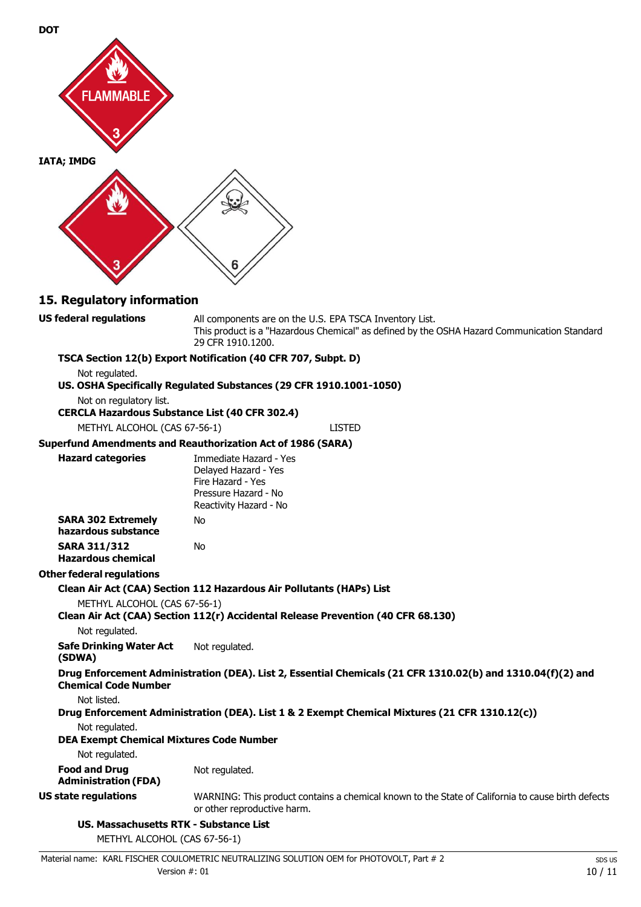**DOT**

**IATA; IMDG**

## 15. Regulatory information

**US federal regulations**

All components are on the U.S. EPA TSCA Inventory List.
This product is a "Hazardous Chemical" as defined by the OSHA Hazard Communication Standard 29 CFR 1910.1200.

**TSCA Section 12(b) Export Notification (40 CFR 707, Subpt. D)**

Not regulated.

**US. OSHA Specifically Regulated Substances (29 CFR 1910.1001-1050)**

Not on regulatory list.

**CERCLA Hazardous Substance List (40 CFR 302.4)**

METHYL ALCOHOL (CAS 67-56-1) LISTED

**Superfund Amendments and Reauthorization Act of 1986 (SARA)**

**Hazard categories**

Immediate Hazard - Yes
Delayed Hazard - Yes
Fire Hazard - Yes
Pressure Hazard - No
Reactivity Hazard - No

**SARA 302 Extremely hazardous substance** No

**SARA 311/312 Hazardous chemical** No

**Other federal regulations**

**Clean Air Act (CAA) Section 112 Hazardous Air Pollutants (HAPs) List**

METHYL ALCOHOL (CAS 67-56-1)

**Clean Air Act (CAA) Section 112(r) Accidental Release Prevention (40 CFR 68.130)**

Not regulated.

**Safe Drinking Water Act (SDWA)** Not regulated.

**Drug Enforcement Administration (DEA). List 2, Essential Chemicals (21 CFR 1310.02(b) and 1310.04(f)(2) and Chemical Code Number**

Not listed.

**Drug Enforcement Administration (DEA). List 1 & 2 Exempt Chemical Mixtures (21 CFR 1310.12(c))**

Not regulated.

**DEA Exempt Chemical Mixtures Code Number**

Not regulated.

**Food and Drug Administration (FDA)** Not regulated.

**US state regulations**

WARNING: This product contains a chemical known to the State of California to cause birth defects or other reproductive harm.

**US. Massachusetts RTK - Substance List**

METHYL ALCOHOL (CAS 67-56-1)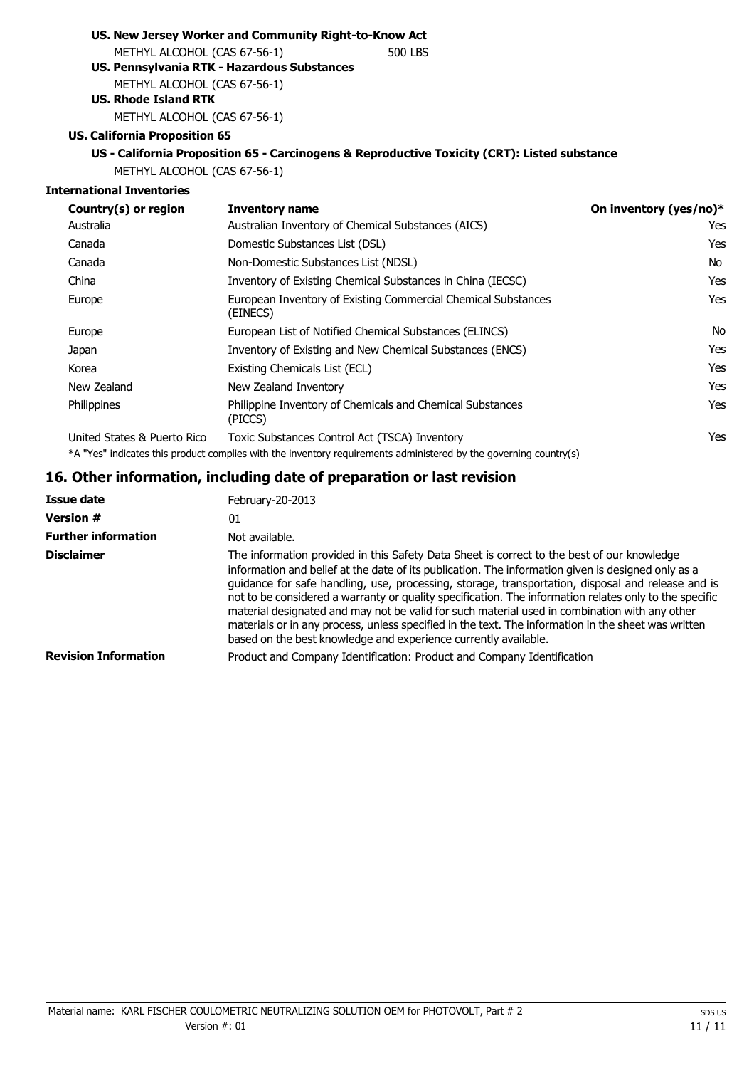**US. New Jersey Worker and Community Right-to-Know Act**

METHYL ALCOHOL (CAS 67-56-1) 500 LBS

**US. Pennsylvania RTK - Hazardous Substances**

METHYL ALCOHOL (CAS 67-56-1)

**US. Rhode Island RTK**

METHYL ALCOHOL (CAS 67-56-1)

**US. California Proposition 65**

**US - California Proposition 65 - Carcinogens & Reproductive Toxicity (CRT): Listed substance**

METHYL ALCOHOL (CAS 67-56-1)

**International Inventories**

| Country(s) or region | Inventory name | On inventory (yes/no)* |
|---|---|---|
| Australia | Australian Inventory of Chemical Substances (AICS) | Yes |
| Canada | Domestic Substances List (DSL) | Yes |
| Canada | Non-Domestic Substances List (NDSL) | No |
| China | Inventory of Existing Chemical Substances in China (IECSC) | Yes |
| Europe | European Inventory of Existing Commercial Chemical Substances (EINECS) | Yes |
| Europe | European List of Notified Chemical Substances (ELINCS) | No |
| Japan | Inventory of Existing and New Chemical Substances (ENCS) | Yes |
| Korea | Existing Chemicals List (ECL) | Yes |
| New Zealand | New Zealand Inventory | Yes |
| Philippines | Philippine Inventory of Chemicals and Chemical Substances (PICCS) | Yes |
| United States & Puerto Rico | Toxic Substances Control Act (TSCA) Inventory | Yes |

*A "Yes" indicates this product complies with the inventory requirements administered by the governing country(s)

## 16. Other information, including date of preparation or last revision

**Issue date** February-20-2013

**Version #** 01

**Further information** Not available.

**Disclaimer** The information provided in this Safety Data Sheet is correct to the best of our knowledge information and belief at the date of its publication. The information given is designed only as a guidance for safe handling, use, processing, storage, transportation, disposal and release and is not to be considered a warranty or quality specification. The information relates only to the specific material designated and may not be valid for such material used in combination with any other materials or in any process, unless specified in the text. The information in the sheet was written based on the best knowledge and experience currently available.

**Revision Information** Product and Company Identification: Product and Company Identification